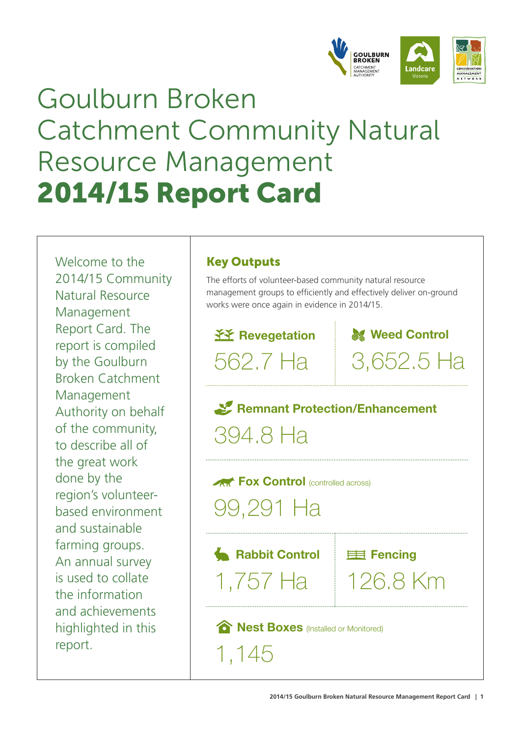# Goulburn Broken Catchment Community Natural Resource Management **2014/15 Report Card**

Welcome to the 2014/15 Community Natural Resource Management Report Card. The report is compiled by the Goulburn Broken Catchment Management Authority on behalf of the community, to describe all of the great work done by the region's volunteer-based environment and sustainable farming groups. An annual survey is used to collate the information and achievements highlighted in this report.

## Key Outputs

The efforts of volunteer-based community natural resource management groups to efficiently and effectively deliver on-ground works were once again in evidence in 2014/15.

**Revegetation**
562.7 Ha

**Weed Control**
3,652.5 Ha

**Remnant Protection/Enhancement**
394.8 Ha

**Fox Control** (controlled across)
99,291 Ha

**Rabbit Control**
1,757 Ha

**Fencing**
126.8 Km

**Nest Boxes** (Installed or Monitored)
1,145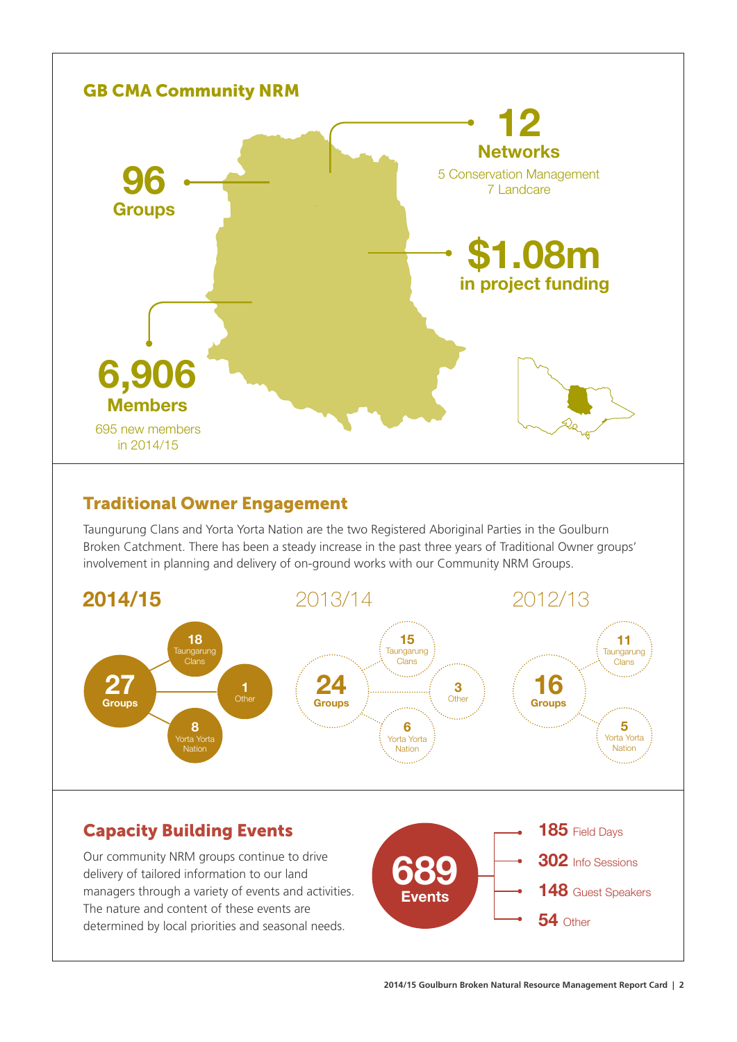## GB CMA Community NRM

**96** Groups

**12** Networks
5 Conservation Management
7 Landcare

**$1.08m** in project funding

**6,906** Members
695 new members in 2014/15

## Traditional Owner Engagement

Taungurung Clans and Yorta Yorta Nation are the two Registered Aboriginal Parties in the Goulburn Broken Catchment. There has been a steady increase in the past three years of Traditional Owner groups' involvement in planning and delivery of on-ground works with our Community NRM Groups.

| | 2014/15 | 2013/14 | 2012/13 |
|---|---|---|---|
| Groups | 27 | 24 | 16 |
| Taungarung Clans | 18 | 15 | 11 |
| Yorta Yorta Nation | 8 | 6 | 5 |
| Other | 1 | 3 | |

## Capacity Building Events

Our community NRM groups continue to drive delivery of tailored information to our land managers through a variety of events and activities. The nature and content of these events are determined by local priorities and seasonal needs.

**689** Events

- **185** Field Days
- **302** Info Sessions
- **148** Guest Speakers
- **54** Other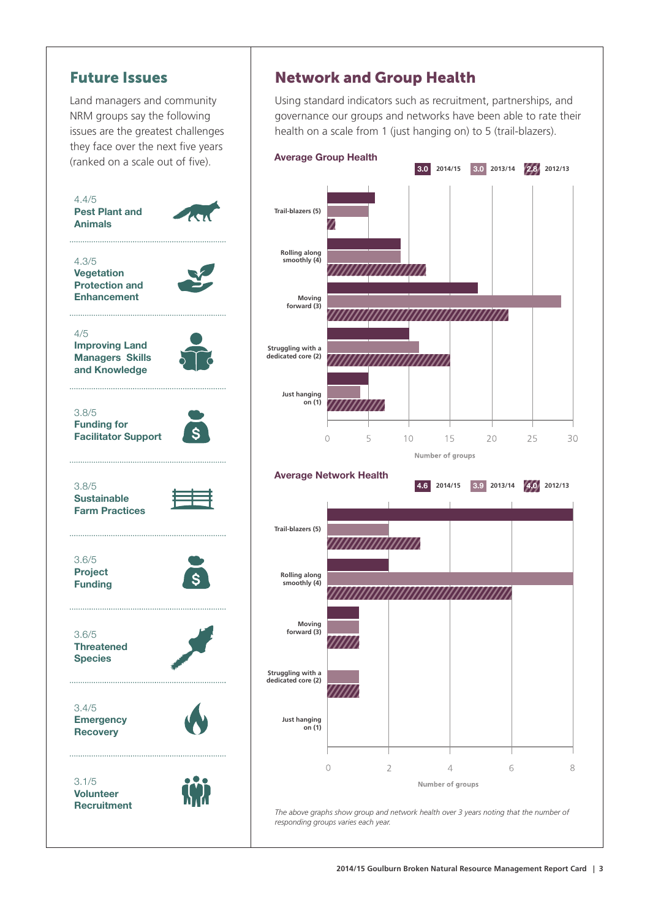## Future Issues

Land managers and community NRM groups say the following issues are the greatest challenges they face over the next five years (ranked on a scale out of five).

4.4/5
**Pest Plant and Animals**

4.3/5
**Vegetation Protection and Enhancement**

4/5
**Improving Land Managers Skills and Knowledge**

3.8/5
**Funding for Facilitator Support**

3.8/5
**Sustainable Farm Practices**

3.6/5
**Project Funding**

3.6/5
**Threatened Species**

3.4/5
**Emergency Recovery**

3.1/5
**Volunteer Recruitment**

## Network and Group Health

Using standard indicators such as recruitment, partnerships, and governance our groups and networks have been able to rate their health on a scale from 1 (just hanging on) to 5 (trail-blazers).

### Average Group Health

Average: 3.0 (2014/15), 3.0 (2013/14), 2.8 (2012/13)

| Health rating | 2014/15 | 2013/14 | 2012/13 |
|---|---|---|---|
| Trail-blazers (5) | 6 | 5 | 1 |
| Rolling along smoothly (4) | 9 | 9 | 12 |
| Moving forward (3) | 18 | 28 | 22 |
| Struggling with a dedicated core (2) | 10 | 11 | 15 |
| Just hanging on (1) | 5 | 4 | 7 |

Number of groups

### Average Network Health

Average: 4.6 (2014/15), 3.9 (2013/14), 4.0 (2012/13)

| Health rating | 2014/15 | 2013/14 | 2012/13 |
|---|---|---|---|
| Trail-blazers (5) | 8 | 2 | 3 |
| Rolling along smoothly (4) | 2 | 8 | 6 |
| Moving forward (3) | 1 | 1 | 1 |
| Struggling with a dedicated core (2) | 0 | 1 | 1 |
| Just hanging on (1) | 0 | 0 | 0 |

Number of groups

*The above graphs show group and network health over 3 years noting that the number of responding groups varies each year.*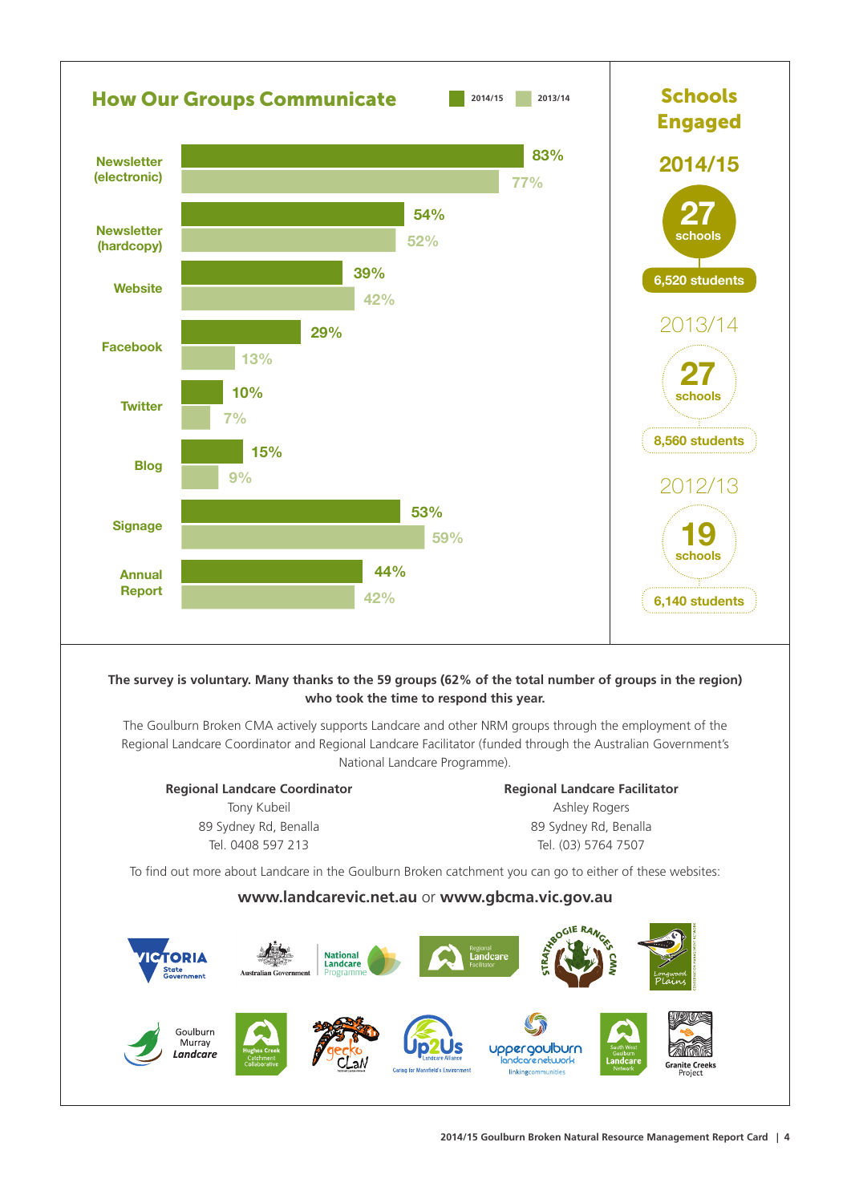## How Our Groups Communicate

2014/15  2013/14

Newsletter (electronic)
83%
77%

Newsletter (hardcopy)
54%
52%

Website
39%
42%

Facebook
29%
13%

Twitter
10%
7%

Blog
15%
9%

Signage
53%
59%

Annual Report
44%
42%

## Schools Engaged

**2014/15**

**27** schools

6,520 students

2013/14

**27** schools

8,560 students

2012/13

**19** schools

6,140 students

**The survey is voluntary. Many thanks to the 59 groups (62% of the total number of groups in the region) who took the time to respond this year.**

The Goulburn Broken CMA actively supports Landcare and other NRM groups through the employment of the Regional Landcare Coordinator and Regional Landcare Facilitator (funded through the Australian Government's National Landcare Programme).

**Regional Landcare Coordinator**
Tony Kubeil
89 Sydney Rd, Benalla
Tel. 0408 597 213

**Regional Landcare Facilitator**
Ashley Rogers
89 Sydney Rd, Benalla
Tel. (03) 5764 7507

To find out more about Landcare in the Goulburn Broken catchment you can go to either of these websites:

**www.landcarevic.net.au** or **www.gbcma.vic.gov.au**